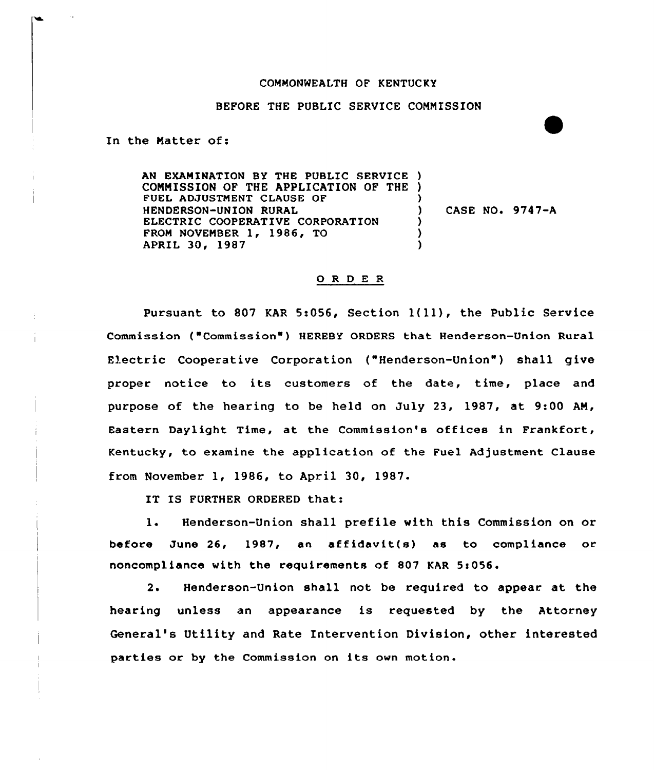COMMONWEALTH OF KENTUCKY

BEFORE THE PUBLIC SERVICE COMMISSION

In the Matter of:

AN EXAMINATION BY THE PUBLIC SERVICE COMMISSION OF THE APPLICATION OF THE FUEL ADJUSTMENT CLAUSE OF HENDERSON-UNION RURAL ELECTRIC COOPERATIVE CORPORATION FROM NOVEMBER 1, 1986, TO APRIL 30, 1987 ) CASE NO. 9747-A

O R D E R

Pursuant to 807 KAR 5:056, Section 1(11), the Public Service Commission ("Commission") HEREBY ORDERS that Henderson-Union Rural Electric Cooperative Corporation ("Henderson-Union") shall give proper notice to its customers of the date, time, place and purpose of the hearing to be held on July 23, 1987, at 9:00 AM, Eastern Daylight Time, at the Commission's offices in Frankfort, Kentucky, to examine the application of the Fuel Adjustment Clause from November 1, 1986, to April 30, 1987.

IT IS FURTHER ORDERED that:

1. Henderson-Union shall prefile with this Commission on or before June 26, 1987, an affidavit(s) as to compliance or noncompliance with the requirements of 807 KAR 5:056.

2. Henderson-Union shall not be required to appear at the hearing unless an appearance is requested by the Attorney General's Utility and Rate Intervention Division, other interested parties or by the Commission on its own motion.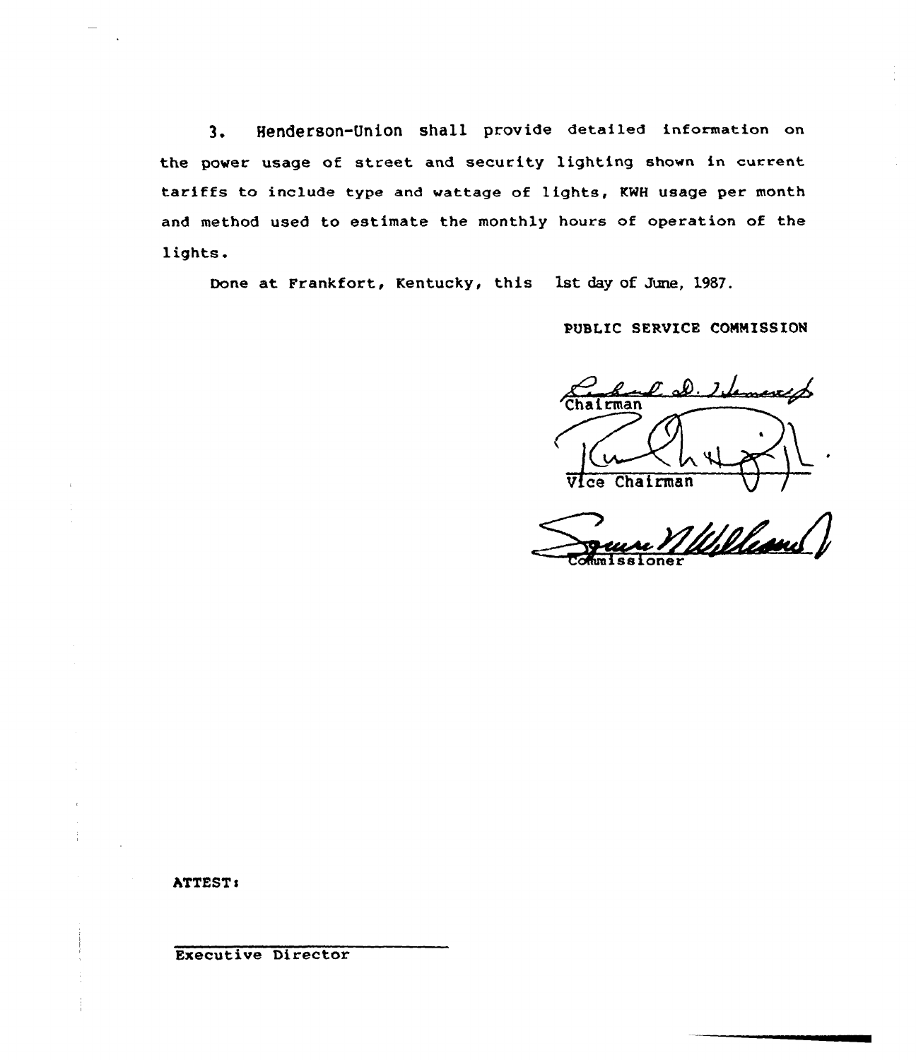3. Henderson-Union shall provide detailed information on the power usage of street and security lighting shown in current tariffs to include type and wattage of lights, KWH usage per month and method used to estimate the monthly hours of operation of the lights.

Done at Frankfort, Kentucky, this 1st day of June, 1987.

PUBLIC SERVICE COMMISSION

Chairman

Vice Chairman

Commissioner

ATTEST:

Executive Director